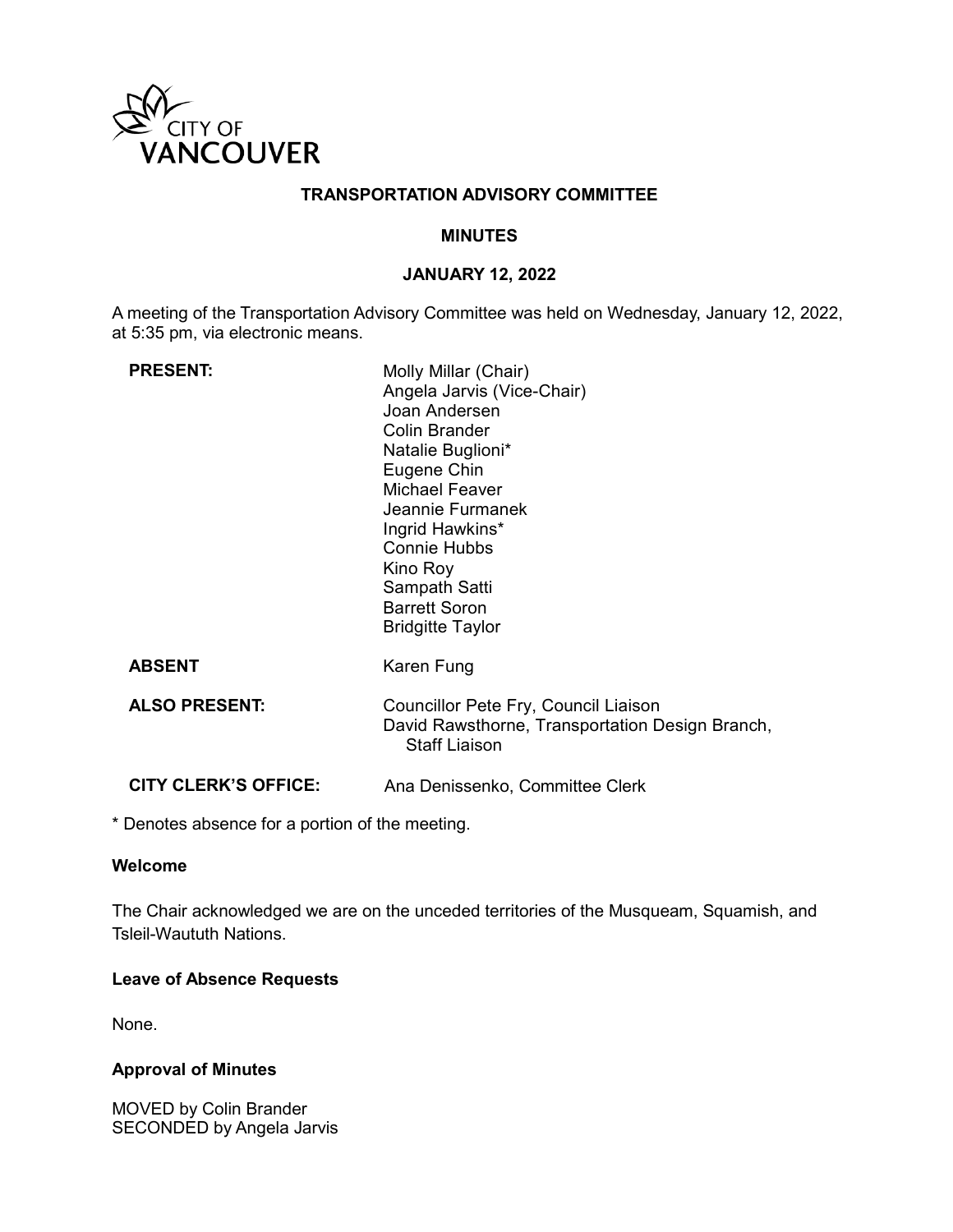CITY OF VANCOUVER

# TRANSPORTATION ADVISORY COMMITTEE

## MINUTES

## JANUARY 12, 2022

A meeting of the Transportation Advisory Committee was held on Wednesday, January 12, 2022, at 5:35 pm, via electronic means.

| | |
|---|---|
| **PRESENT:** | Molly Millar (Chair)<br>Angela Jarvis (Vice-Chair)<br>Joan Andersen<br>Colin Brander<br>Natalie Buglioni*<br>Eugene Chin<br>Michael Feaver<br>Jeannie Furmanek<br>Ingrid Hawkins*<br>Connie Hubbs<br>Kino Roy<br>Sampath Satti<br>Barrett Soron<br>Bridgitte Taylor |
| **ABSENT** | Karen Fung |
| **ALSO PRESENT:** | Councillor Pete Fry, Council Liaison<br>David Rawsthorne, Transportation Design Branch, Staff Liaison |
| **CITY CLERK'S OFFICE:** | Ana Denissenko, Committee Clerk |

* Denotes absence for a portion of the meeting.

**Welcome**

The Chair acknowledged we are on the unceded territories of the Musqueam, Squamish, and Tsleil-Waututh Nations.

**Leave of Absence Requests**

None.

**Approval of Minutes**

MOVED by Colin Brander
SECONDED by Angela Jarvis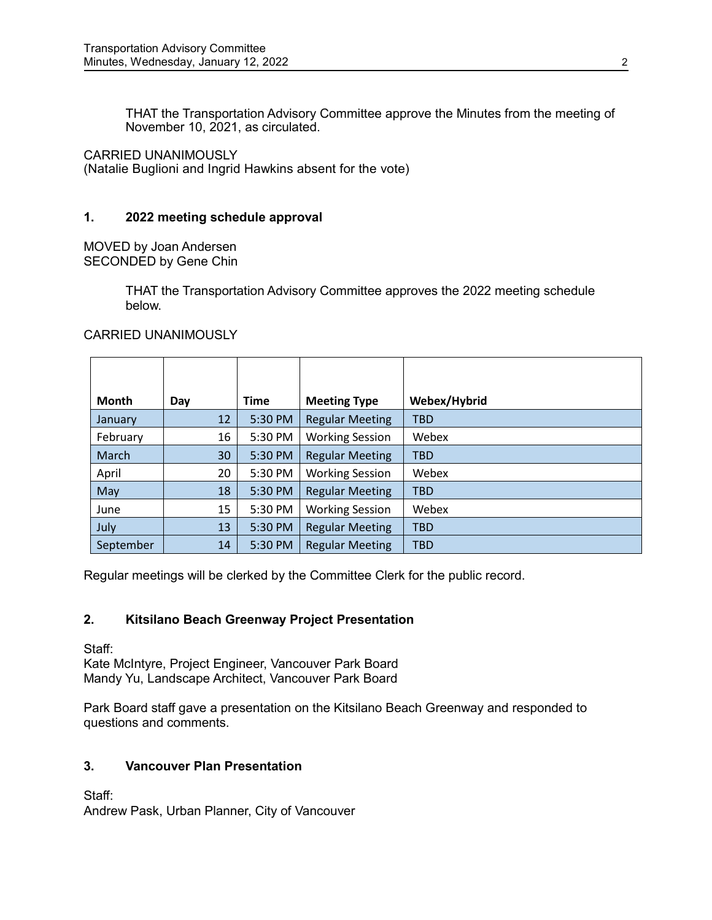THAT the Transportation Advisory Committee approve the Minutes from the meeting of November 10, 2021, as circulated.

CARRIED UNANIMOUSLY
(Natalie Buglioni and Ingrid Hawkins absent for the vote)

### 1. 2022 meeting schedule approval

MOVED by Joan Andersen
SECONDED by Gene Chin

THAT the Transportation Advisory Committee approves the 2022 meeting schedule below.

CARRIED UNANIMOUSLY

| Month | Day | Time | Meeting Type | Webex/Hybrid |
|---|---|---|---|---|
| January | 12 | 5:30 PM | Regular Meeting | TBD |
| February | 16 | 5:30 PM | Working Session | Webex |
| March | 30 | 5:30 PM | Regular Meeting | TBD |
| April | 20 | 5:30 PM | Working Session | Webex |
| May | 18 | 5:30 PM | Regular Meeting | TBD |
| June | 15 | 5:30 PM | Working Session | Webex |
| July | 13 | 5:30 PM | Regular Meeting | TBD |
| September | 14 | 5:30 PM | Regular Meeting | TBD |

Regular meetings will be clerked by the Committee Clerk for the public record.

### 2. Kitsilano Beach Greenway Project Presentation

Staff:
Kate McIntyre, Project Engineer, Vancouver Park Board
Mandy Yu, Landscape Architect, Vancouver Park Board

Park Board staff gave a presentation on the Kitsilano Beach Greenway and responded to questions and comments.

### 3. Vancouver Plan Presentation

Staff:
Andrew Pask, Urban Planner, City of Vancouver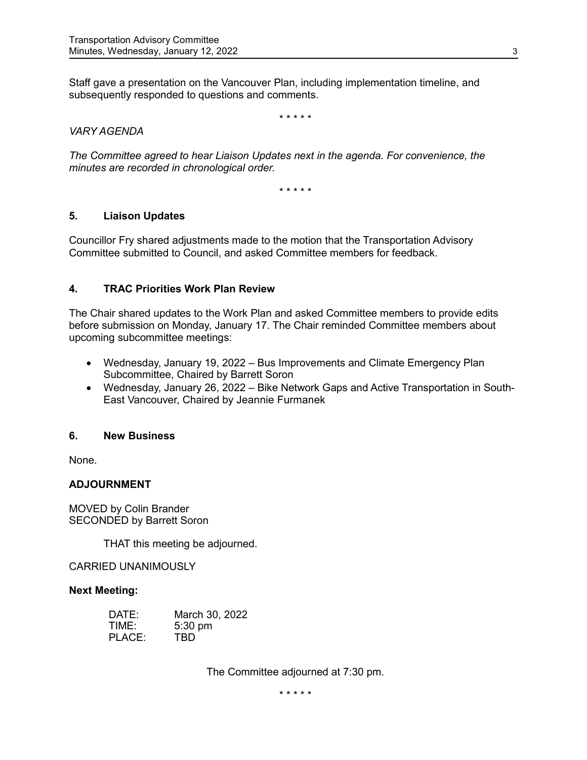Staff gave a presentation on the Vancouver Plan, including implementation timeline, and subsequently responded to questions and comments.

\* \* \* \* \*

*VARY AGENDA*

*The Committee agreed to hear Liaison Updates next in the agenda. For convenience, the minutes are recorded in chronological order.*

\* \* \* \* \*

### 5. Liaison Updates

Councillor Fry shared adjustments made to the motion that the Transportation Advisory Committee submitted to Council, and asked Committee members for feedback.

### 4. TRAC Priorities Work Plan Review

The Chair shared updates to the Work Plan and asked Committee members to provide edits before submission on Monday, January 17. The Chair reminded Committee members about upcoming subcommittee meetings:

- Wednesday, January 19, 2022 – Bus Improvements and Climate Emergency Plan Subcommittee, Chaired by Barrett Soron
- Wednesday, January 26, 2022 – Bike Network Gaps and Active Transportation in South-East Vancouver, Chaired by Jeannie Furmanek

### 6. New Business

None.

### ADJOURNMENT

MOVED by Colin Brander
SECONDED by Barrett Soron

THAT this meeting be adjourned.

CARRIED UNANIMOUSLY

**Next Meeting:**

DATE: March 30, 2022
TIME: 5:30 pm
PLACE: TBD

The Committee adjourned at 7:30 pm.

\* \* \* \* \*